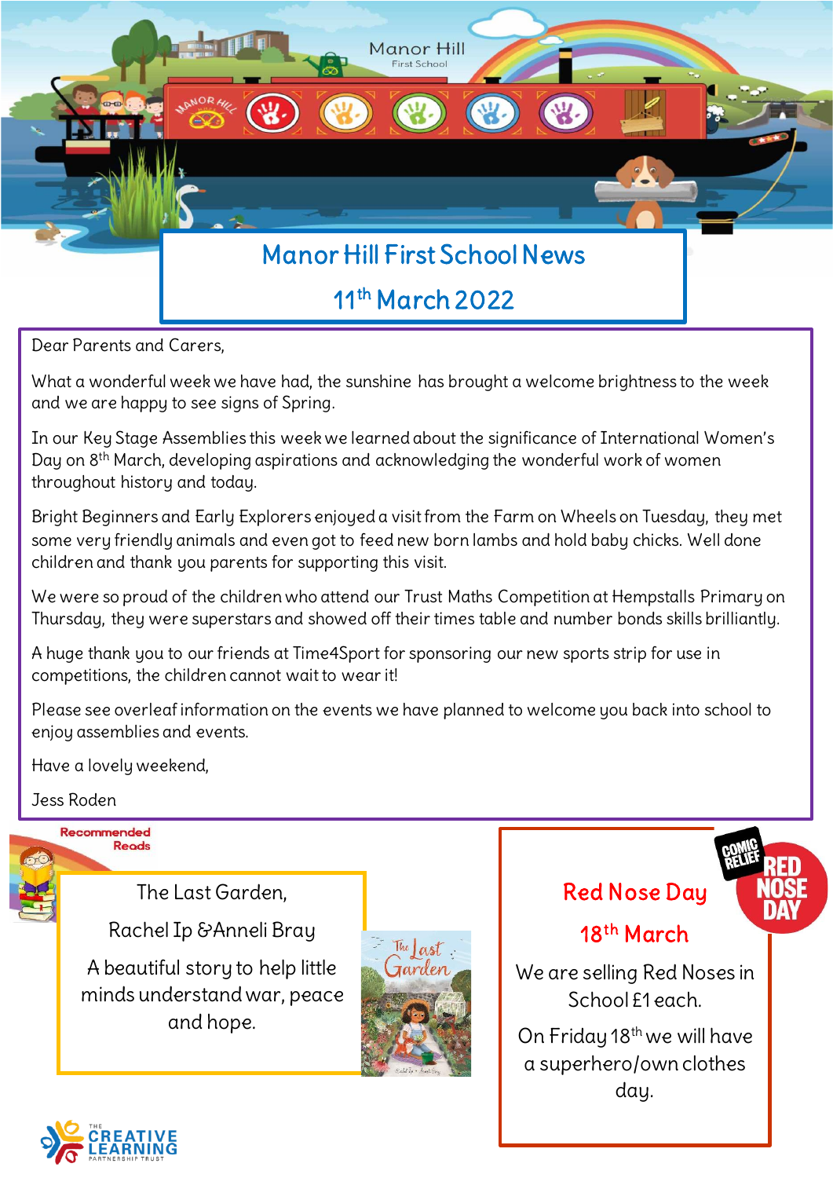# Manor Hill First School News

## 11th March 2022

Dear Parents and Carers,

What a wonderful week we have had, the sunshine has brought a welcome brightness to the week and we are happy to see signs of Spring.

In our Key Stage Assemblies this week we learned about the significance of International Women's Day on 8th March, developing aspirations and acknowledging the wonderful work of women throughout history and today.

Bright Beginners and Early Explorers enjoyed a visit from the Farm on Wheels on Tuesday, they met some very friendly animals and even got to feed new born lambs and hold baby chicks. Well done children and thank you parents for supporting this visit.

We were so proud of the children who attend our Trust Maths Competition at Hempstalls Primary on Thursday, they were superstars and showed off their times table and number bonds skills brilliantly.

A huge thank you to our friends at Time4Sport for sponsoring our new sports strip for use in competitions, the children cannot wait to wear it!

Please see overleaf information on the events we have planned to welcome you back into school to enjoy assemblies and events.

Have a lovely weekend,

Jess Roden

### Recommended Reads

The Last Garden,

Rachel Ip & Anneli Bray

A beautiful story to help little minds understand war, peace and hope.

### Red Nose Day

18th March

We are selling Red Noses in School £1 each.

On Friday 18th we will have a superhero/own clothes day.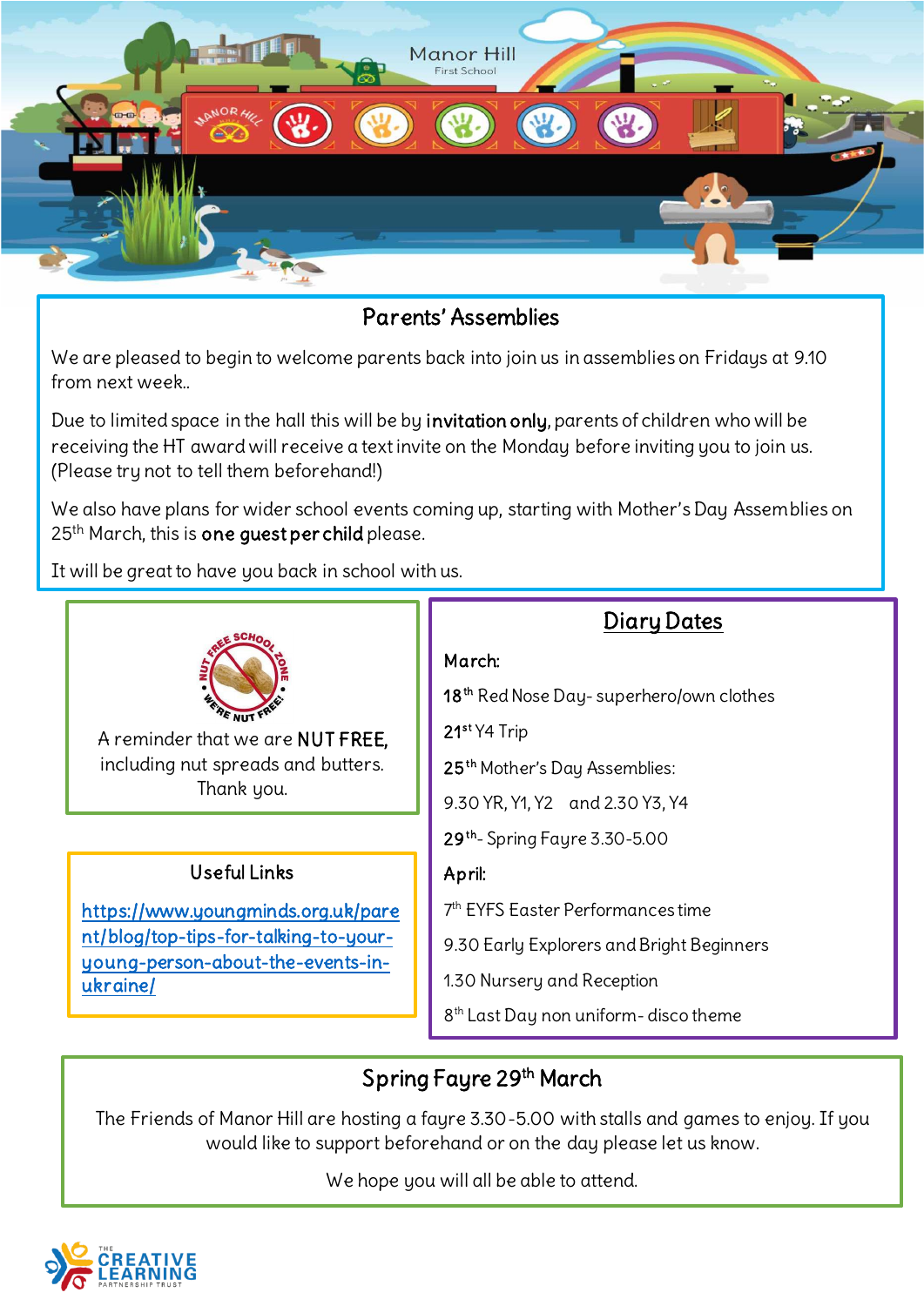Manor Hill
First School

## Parents' Assemblies

We are pleased to begin to welcome parents back into join us in assemblies on Fridays at 9.10 from next week..

Due to limited space in the hall this will be by **invitation only**, parents of children who will be receiving the HT award will receive a text invite on the Monday before inviting you to join us. (Please try not to tell them beforehand!)

We also have plans for wider school events coming up, starting with Mother's Day Assemblies on 25th March, this is **one guest per child** please.

It will be great to have you back in school with us.

NUT FREE SCHOOL ZONE
WE'RE NUT FREE!

A reminder that we are **NUT FREE**, including nut spreads and butters. Thank you.

### Useful Links

https://www.youngminds.org.uk/parent/blog/top-tips-for-talking-to-your-young-person-about-the-events-in-ukraine/

## Diary Dates

March:

18th Red Nose Day- superhero/own clothes

21st Y4 Trip

25th Mother's Day Assemblies:

9.30 YR, Y1, Y2 and 2.30 Y3, Y4

29th- Spring Fayre 3.30-5.00

April:

7th EYFS Easter Performances time

9.30 Early Explorers and Bright Beginners

1.30 Nursery and Reception

8th Last Day non uniform- disco theme

## Spring Fayre 29th March

The Friends of Manor Hill are hosting a fayre 3.30-5.00 with stalls and games to enjoy. If you would like to support beforehand or on the day please let us know.

We hope you will all be able to attend.

THE CREATIVE LEARNING PARTNERSHIP TRUST